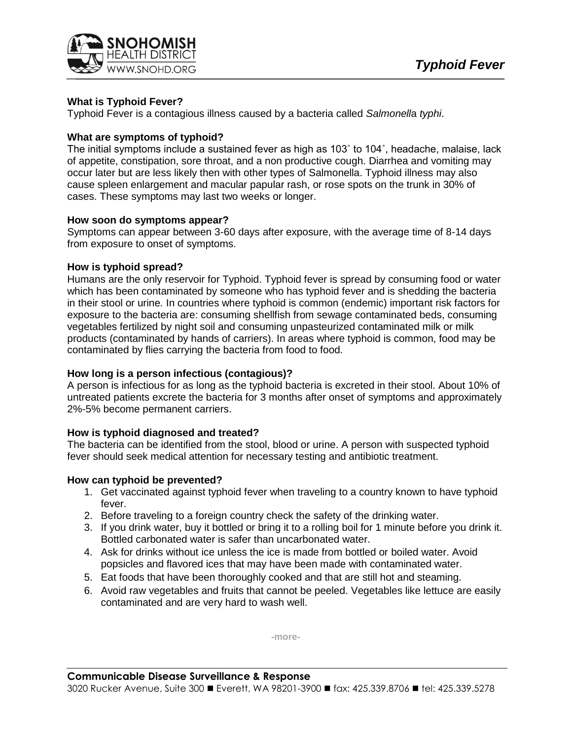# Typhoid Fever

### What is Typhoid Fever?

Typhoid Fever is a contagious illness caused by a bacteria called *Salmonella typhi*.

### What are symptoms of typhoid?

The initial symptoms include a sustained fever as high as 103˚ to 104˚, headache, malaise, lack of appetite, constipation, sore throat, and a non productive cough. Diarrhea and vomiting may occur later but are less likely then with other types of Salmonella. Typhoid illness may also cause spleen enlargement and macular papular rash, or rose spots on the trunk in 30% of cases. These symptoms may last two weeks or longer.

### How soon do symptoms appear?

Symptoms can appear between 3-60 days after exposure, with the average time of 8-14 days from exposure to onset of symptoms.

### How is typhoid spread?

Humans are the only reservoir for Typhoid. Typhoid fever is spread by consuming food or water which has been contaminated by someone who has typhoid fever and is shedding the bacteria in their stool or urine. In countries where typhoid is common (endemic) important risk factors for exposure to the bacteria are: consuming shellfish from sewage contaminated beds, consuming vegetables fertilized by night soil and consuming unpasteurized contaminated milk or milk products (contaminated by hands of carriers). In areas where typhoid is common, food may be contaminated by flies carrying the bacteria from food to food.

### How long is a person infectious (contagious)?

A person is infectious for as long as the typhoid bacteria is excreted in their stool. About 10% of untreated patients excrete the bacteria for 3 months after onset of symptoms and approximately 2%-5% become permanent carriers.

### How is typhoid diagnosed and treated?

The bacteria can be identified from the stool, blood or urine. A person with suspected typhoid fever should seek medical attention for necessary testing and antibiotic treatment.

### How can typhoid be prevented?

1. Get vaccinated against typhoid fever when traveling to a country known to have typhoid fever.
2. Before traveling to a foreign country check the safety of the drinking water.
3. If you drink water, buy it bottled or bring it to a rolling boil for 1 minute before you drink it. Bottled carbonated water is safer than uncarbonated water.
4. Ask for drinks without ice unless the ice is made from bottled or boiled water. Avoid popsicles and flavored ices that may have been made with contaminated water.
5. Eat foods that have been thoroughly cooked and that are still hot and steaming.
6. Avoid raw vegetables and fruits that cannot be peeled. Vegetables like lettuce are easily contaminated and are very hard to wash well.

-more-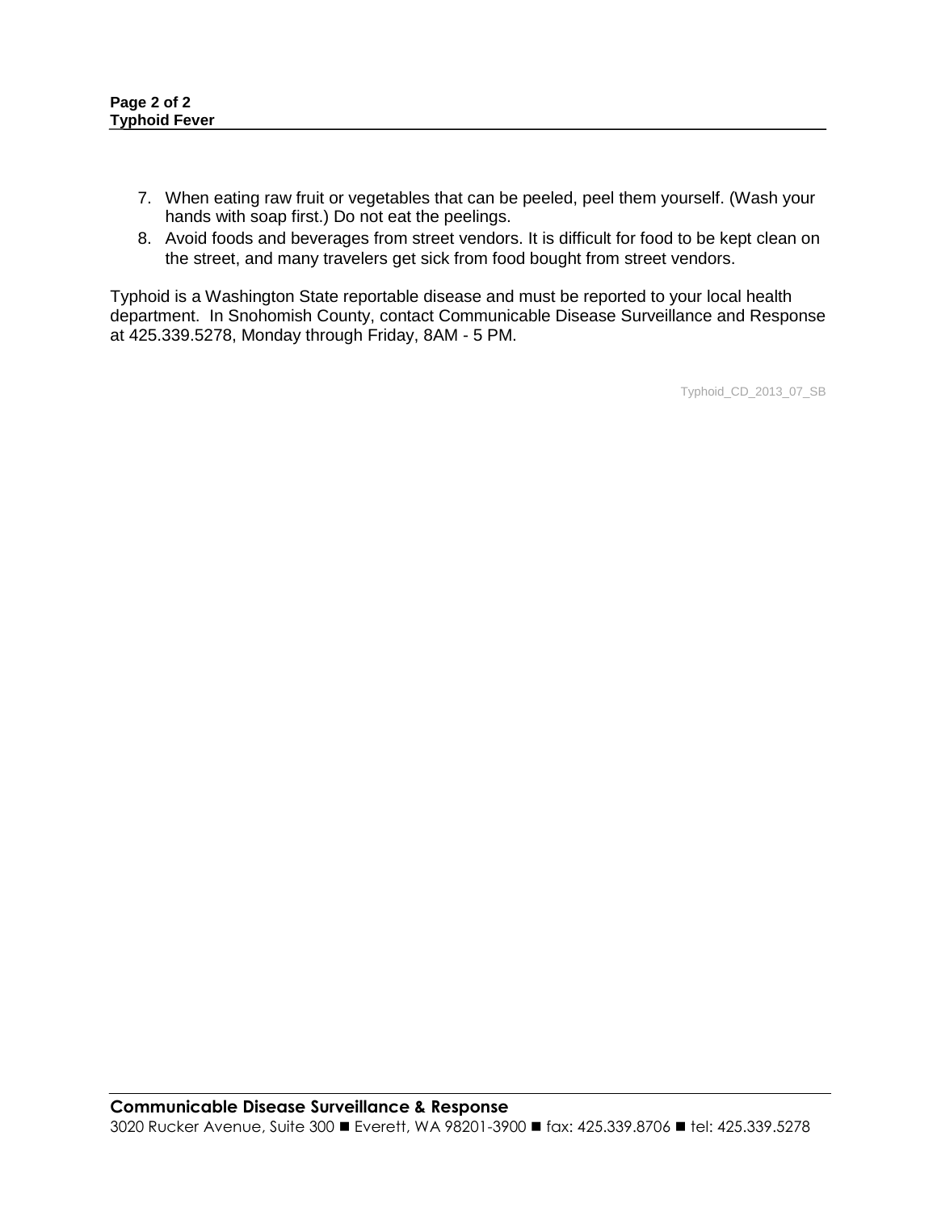7. When eating raw fruit or vegetables that can be peeled, peel them yourself. (Wash your hands with soap first.) Do not eat the peelings.
8. Avoid foods and beverages from street vendors. It is difficult for food to be kept clean on the street, and many travelers get sick from food bought from street vendors.

Typhoid is a Washington State reportable disease and must be reported to your local health department. In Snohomish County, contact Communicable Disease Surveillance and Response at 425.339.5278, Monday through Friday, 8AM - 5 PM.

Typhoid_CD_2013_07_SB

**Communicable Disease Surveillance & Response**
3020 Rucker Avenue, Suite 300 ■ Everett, WA 98201-3900 ■ fax: 425.339.8706 ■ tel: 425.339.5278